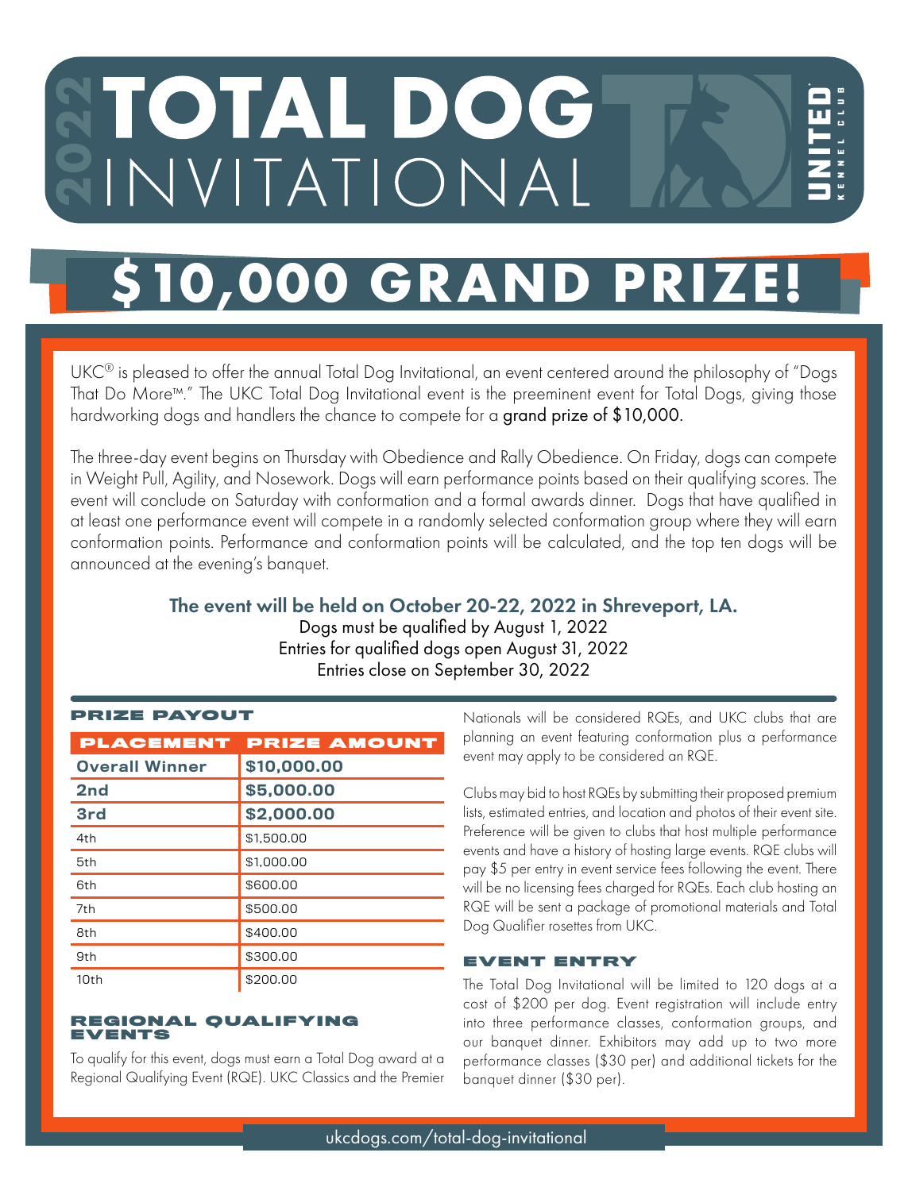# 2022 TOTAL DOG INVITATIONAL

UNITED KENNEL CLUB

## $10,000 GRAND PRIZE!

UKC® is pleased to offer the annual Total Dog Invitational, an event centered around the philosophy of "Dogs That Do More™." The UKC Total Dog Invitational event is the preeminent event for Total Dogs, giving those hardworking dogs and handlers the chance to compete for a grand prize of $10,000.

The three-day event begins on Thursday with Obedience and Rally Obedience. On Friday, dogs can compete in Weight Pull, Agility, and Nosework. Dogs will earn performance points based on their qualifying scores. The event will conclude on Saturday with conformation and a formal awards dinner. Dogs that have qualified in at least one performance event will compete in a randomly selected conformation group where they will earn conformation points. Performance and conformation points will be calculated, and the top ten dogs will be announced at the evening's banquet.

**The event will be held on October 20-22, 2022 in Shreveport, LA.**
Dogs must be qualified by August 1, 2022
Entries for qualified dogs open August 31, 2022
Entries close on September 30, 2022

### PRIZE PAYOUT

| PLACEMENT | PRIZE AMOUNT |
|---|---|
| **Overall Winner** | **$10,000.00** |
| **2nd** | **$5,000.00** |
| **3rd** | **$2,000.00** |
| 4th | $1,500.00 |
| 5th | $1,000.00 |
| 6th | $600.00 |
| 7th | $500.00 |
| 8th | $400.00 |
| 9th | $300.00 |
| 10th | $200.00 |

### REGIONAL QUALIFYING EVENTS

To qualify for this event, dogs must earn a Total Dog award at a Regional Qualifying Event (RQE). UKC Classics and the Premier Nationals will be considered RQEs, and UKC clubs that are planning an event featuring conformation plus a performance event may apply to be considered an RQE.

Clubs may bid to host RQEs by submitting their proposed premium lists, estimated entries, and location and photos of their event site. Preference will be given to clubs that host multiple performance events and have a history of hosting large events. RQE clubs will pay $5 per entry in event service fees following the event. There will be no licensing fees charged for RQEs. Each club hosting an RQE will be sent a package of promotional materials and Total Dog Qualifier rosettes from UKC.

### EVENT ENTRY

The Total Dog Invitational will be limited to 120 dogs at a cost of $200 per dog. Event registration will include entry into three performance classes, conformation groups, and our banquet dinner. Exhibitors may add up to two more performance classes ($30 per) and additional tickets for the banquet dinner ($30 per).

ukcdogs.com/total-dog-invitational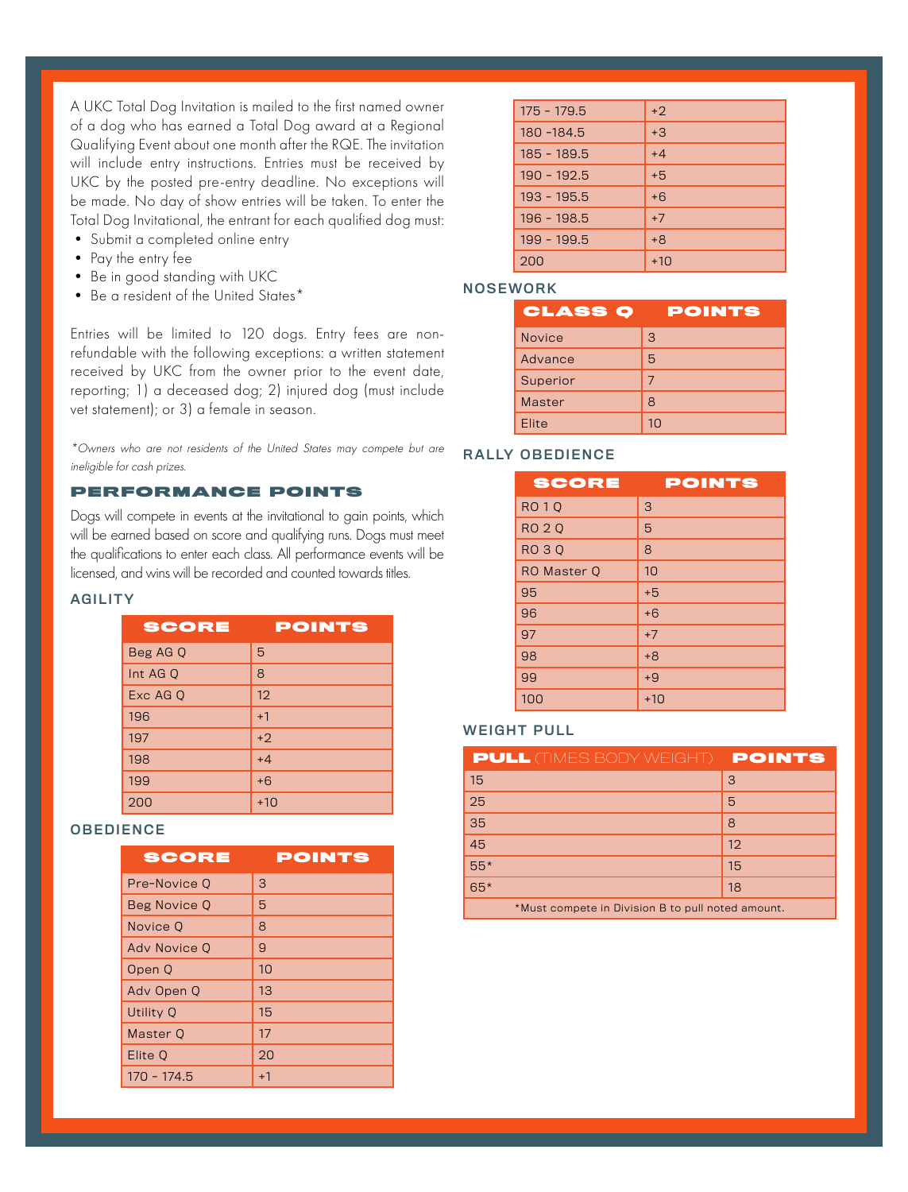A UKC Total Dog Invitation is mailed to the first named owner of a dog who has earned a Total Dog award at a Regional Qualifying Event about one month after the RQE. The invitation will include entry instructions. Entries must be received by UKC by the posted pre-entry deadline. No exceptions will be made. No day of show entries will be taken. To enter the Total Dog Invitational, the entrant for each qualified dog must:

- Submit a completed online entry
- Pay the entry fee
- Be in good standing with UKC
- Be a resident of the United States*

Entries will be limited to 120 dogs. Entry fees are non-refundable with the following exceptions: a written statement received by UKC from the owner prior to the event date, reporting; 1) a deceased dog; 2) injured dog (must include vet statement); or 3) a female in season.

*\*Owners who are not residents of the United States may compete but are ineligible for cash prizes.*

## PERFORMANCE POINTS

Dogs will compete in events at the invitational to gain points, which will be earned based on score and qualifying runs. Dogs must meet the qualifications to enter each class. All performance events will be licensed, and wins will be recorded and counted towards titles.

### AGILITY

| SCORE | POINTS |
|---|---|
| Beg AG Q | 5 |
| Int AG Q | 8 |
| Exc AG Q | 12 |
| 196 | +1 |
| 197 | +2 |
| 198 | +4 |
| 199 | +6 |
| 200 | +10 |

### OBEDIENCE

| SCORE | POINTS |
|---|---|
| Pre-Novice Q | 3 |
| Beg Novice Q | 5 |
| Novice Q | 8 |
| Adv Novice Q | 9 |
| Open Q | 10 |
| Adv Open Q | 13 |
| Utility Q | 15 |
| Master Q | 17 |
| Elite Q | 20 |
| 170 - 174.5 | +1 |
| 175 - 179.5 | +2 |
| 180 -184.5 | +3 |
| 185 - 189.5 | +4 |
| 190 - 192.5 | +5 |
| 193 - 195.5 | +6 |
| 196 - 198.5 | +7 |
| 199 - 199.5 | +8 |
| 200 | +10 |

### NOSEWORK

| CLASS Q | POINTS |
|---|---|
| Novice | 3 |
| Advance | 5 |
| Superior | 7 |
| Master | 8 |
| Elite | 10 |

### RALLY OBEDIENCE

| SCORE | POINTS |
|---|---|
| RO 1 Q | 3 |
| RO 2 Q | 5 |
| RO 3 Q | 8 |
| RO Master Q | 10 |
| 95 | +5 |
| 96 | +6 |
| 97 | +7 |
| 98 | +8 |
| 99 | +9 |
| 100 | +10 |

### WEIGHT PULL

| PULL (TIMES BODY WEIGHT) | POINTS |
|---|---|
| 15 | 3 |
| 25 | 5 |
| 35 | 8 |
| 45 | 12 |
| 55* | 15 |
| 65* | 18 |
| *Must compete in Division B to pull noted amount. | |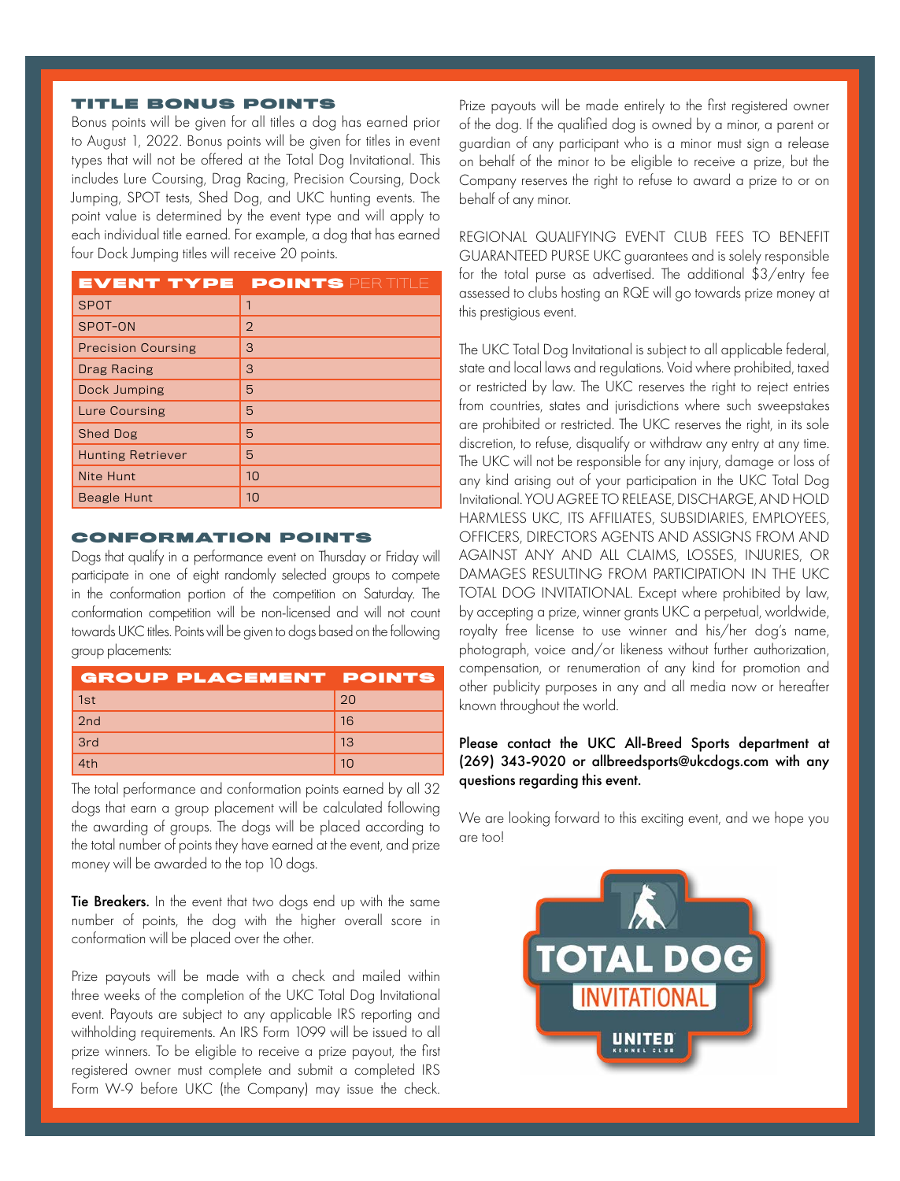## TITLE BONUS POINTS

Bonus points will be given for all titles a dog has earned prior to August 1, 2022. Bonus points will be given for titles in event types that will not be offered at the Total Dog Invitational. This includes Lure Coursing, Drag Racing, Precision Coursing, Dock Jumping, SPOT tests, Shed Dog, and UKC hunting events. The point value is determined by the event type and will apply to each individual title earned. For example, a dog that has earned four Dock Jumping titles will receive 20 points.

| EVENT TYPE | POINTS PER TITLE |
|---|---|
| SPOT | 1 |
| SPOT-ON | 2 |
| Precision Coursing | 3 |
| Drag Racing | 3 |
| Dock Jumping | 5 |
| Lure Coursing | 5 |
| Shed Dog | 5 |
| Hunting Retriever | 5 |
| Nite Hunt | 10 |
| Beagle Hunt | 10 |

## CONFORMATION POINTS

Dogs that qualify in a performance event on Thursday or Friday will participate in one of eight randomly selected groups to compete in the conformation portion of the competition on Saturday. The conformation competition will be non-licensed and will not count towards UKC titles. Points will be given to dogs based on the following group placements:

| GROUP PLACEMENT | POINTS |
|---|---|
| 1st | 20 |
| 2nd | 16 |
| 3rd | 13 |
| 4th | 10 |

The total performance and conformation points earned by all 32 dogs that earn a group placement will be calculated following the awarding of groups. The dogs will be placed according to the total number of points they have earned at the event, and prize money will be awarded to the top 10 dogs.

**Tie Breakers.** In the event that two dogs end up with the same number of points, the dog with the higher overall score in conformation will be placed over the other.

Prize payouts will be made with a check and mailed within three weeks of the completion of the UKC Total Dog Invitational event. Payouts are subject to any applicable IRS reporting and withholding requirements. An IRS Form 1099 will be issued to all prize winners. To be eligible to receive a prize payout, the first registered owner must complete and submit a completed IRS Form W-9 before UKC (the Company) may issue the check. Prize payouts will be made entirely to the first registered owner of the dog. If the qualified dog is owned by a minor, a parent or guardian of any participant who is a minor must sign a release on behalf of the minor to be eligible to receive a prize, but the Company reserves the right to refuse to award a prize to or on behalf of any minor.

REGIONAL QUALIFYING EVENT CLUB FEES TO BENEFIT GUARANTEED PURSE UKC guarantees and is solely responsible for the total purse as advertised. The additional $3/entry fee assessed to clubs hosting an RQE will go towards prize money at this prestigious event.

The UKC Total Dog Invitational is subject to all applicable federal, state and local laws and regulations. Void where prohibited, taxed or restricted by law. The UKC reserves the right to reject entries from countries, states and jurisdictions where such sweepstakes are prohibited or restricted. The UKC reserves the right, in its sole discretion, to refuse, disqualify or withdraw any entry at any time. The UKC will not be responsible for any injury, damage or loss of any kind arising out of your participation in the UKC Total Dog Invitational. YOU AGREE TO RELEASE, DISCHARGE, AND HOLD HARMLESS UKC, ITS AFFILIATES, SUBSIDIARIES, EMPLOYEES, OFFICERS, DIRECTORS AGENTS AND ASSIGNS FROM AND AGAINST ANY AND ALL CLAIMS, LOSSES, INJURIES, OR DAMAGES RESULTING FROM PARTICIPATION IN THE UKC TOTAL DOG INVITATIONAL. Except where prohibited by law, by accepting a prize, winner grants UKC a perpetual, worldwide, royalty free license to use winner and his/her dog's name, photograph, voice and/or likeness without further authorization, compensation, or renumeration of any kind for promotion and other publicity purposes in any and all media now or hereafter known throughout the world.

**Please contact the UKC All-Breed Sports department at (269) 343-9020 or allbreedsports@ukcdogs.com with any questions regarding this event.**

We are looking forward to this exciting event, and we hope you are too!

TOTAL DOG INVITATIONAL

UNITED KENNEL CLUB